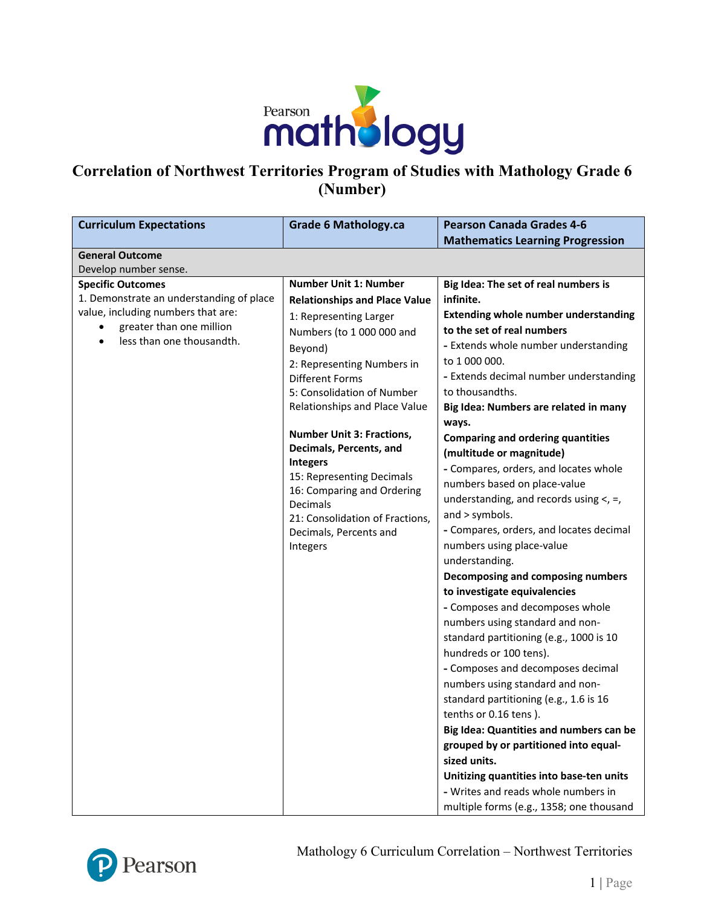# Correlation of Northwest Territories Program of Studies with Mathology Grade 6 (Number)

| Curriculum Expectations | Grade 6 Mathology.ca | Pearson Canada Grades 4-6 Mathematics Learning Progression |
|---|---|---|
| **General Outcome**<br>Develop number sense. | | |
| **Specific Outcomes**<br>1. Demonstrate an understanding of place value, including numbers that are:<br>• greater than one million<br>• less than one thousandth. | **Number Unit 1: Number Relationships and Place Value**<br>1: Representing Larger Numbers (to 1 000 000 and Beyond)<br>2: Representing Numbers in Different Forms<br>5: Consolidation of Number Relationships and Place Value<br><br>**Number Unit 3: Fractions, Decimals, Percents, and Integers**<br>15: Representing Decimals<br>16: Comparing and Ordering Decimals<br>21: Consolidation of Fractions, Decimals, Percents and Integers | **Big Idea: The set of real numbers is infinite.**<br>**Extending whole number understanding to the set of real numbers**<br>- Extends whole number understanding to 1 000 000.<br>- Extends decimal number understanding to thousandths.<br>**Big Idea: Numbers are related in many ways.**<br>**Comparing and ordering quantities (multitude or magnitude)**<br>- Compares, orders, and locates whole numbers based on place-value understanding, and records using <, =, and > symbols.<br>- Compares, orders, and locates decimal numbers using place-value understanding.<br>**Decomposing and composing numbers to investigate equivalencies**<br>- Composes and decomposes whole numbers using standard and non-standard partitioning (e.g., 1000 is 10 hundreds or 100 tens).<br>- Composes and decomposes decimal numbers using standard and non-standard partitioning (e.g., 1.6 is 16 tenths or 0.16 tens ).<br>**Big Idea: Quantities and numbers can be grouped by or partitioned into equal-sized units.**<br>**Unitizing quantities into base-ten units**<br>- Writes and reads whole numbers in multiple forms (e.g., 1358; one thousand |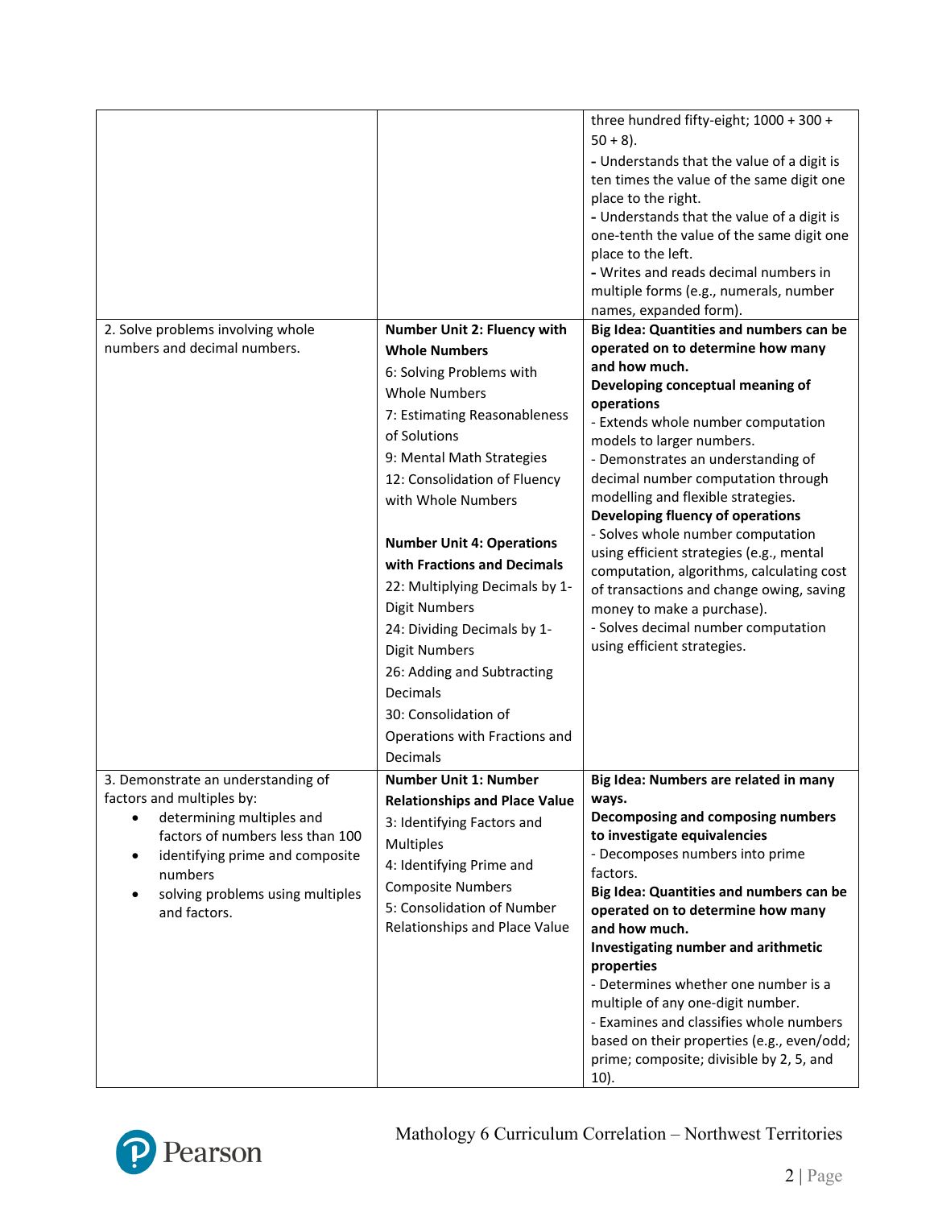| | | |
|---|---|---|
| | | three hundred fifty-eight; 1000 + 300 + 50 + 8).<br>- Understands that the value of a digit is ten times the value of the same digit one place to the right.<br>- Understands that the value of a digit is one-tenth the value of the same digit one place to the left.<br>- Writes and reads decimal numbers in multiple forms (e.g., numerals, number names, expanded form). |
| 2. Solve problems involving whole numbers and decimal numbers. | **Number Unit 2: Fluency with Whole Numbers**<br>6: Solving Problems with Whole Numbers<br>7: Estimating Reasonableness of Solutions<br>9: Mental Math Strategies<br>12: Consolidation of Fluency with Whole Numbers<br><br>**Number Unit 4: Operations with Fractions and Decimals**<br>22: Multiplying Decimals by 1-Digit Numbers<br>24: Dividing Decimals by 1-Digit Numbers<br>26: Adding and Subtracting Decimals<br>30: Consolidation of Operations with Fractions and Decimals | **Big Idea: Quantities and numbers can be operated on to determine how many and how much.**<br>**Developing conceptual meaning of operations**<br>- Extends whole number computation models to larger numbers.<br>- Demonstrates an understanding of decimal number computation through modelling and flexible strategies.<br>**Developing fluency of operations**<br>- Solves whole number computation using efficient strategies (e.g., mental computation, algorithms, calculating cost of transactions and change owing, saving money to make a purchase).<br>- Solves decimal number computation using efficient strategies. |
| 3. Demonstrate an understanding of factors and multiples by:<br>• determining multiples and factors of numbers less than 100<br>• identifying prime and composite numbers<br>• solving problems using multiples and factors. | **Number Unit 1: Number Relationships and Place Value**<br>3: Identifying Factors and Multiples<br>4: Identifying Prime and Composite Numbers<br>5: Consolidation of Number Relationships and Place Value | **Big Idea: Numbers are related in many ways.**<br>**Decomposing and composing numbers to investigate equivalencies**<br>- Decomposes numbers into prime factors.<br>**Big Idea: Quantities and numbers can be operated on to determine how many and how much.**<br>**Investigating number and arithmetic properties**<br>- Determines whether one number is a multiple of any one-digit number.<br>- Examines and classifies whole numbers based on their properties (e.g., even/odd; prime; composite; divisible by 2, 5, and 10). |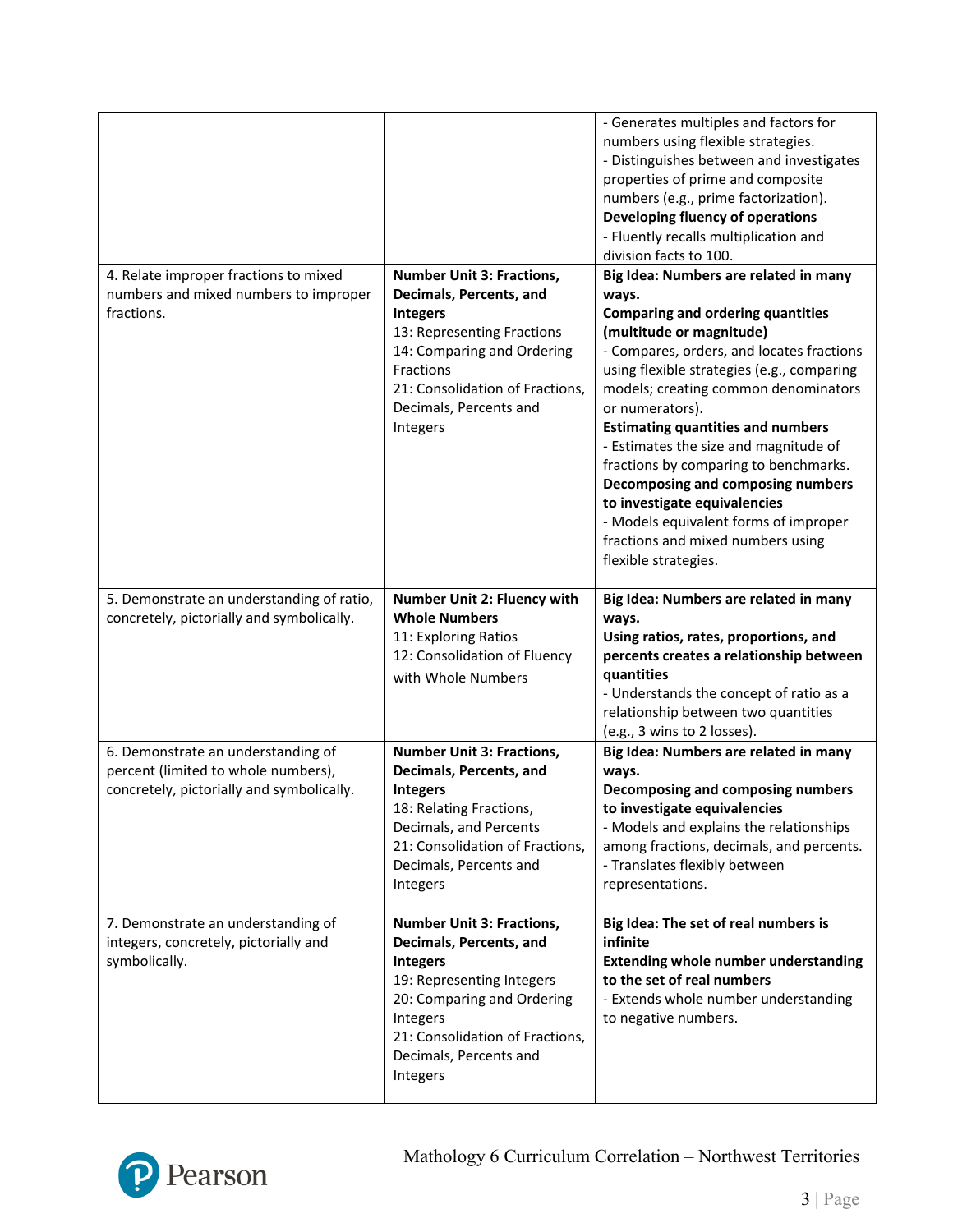| | | |
|---|---|---|
| | | - Generates multiples and factors for numbers using flexible strategies.<br>- Distinguishes between and investigates properties of prime and composite numbers (e.g., prime factorization).<br>**Developing fluency of operations**<br>- Fluently recalls multiplication and division facts to 100. |
| 4. Relate improper fractions to mixed numbers and mixed numbers to improper fractions. | **Number Unit 3: Fractions, Decimals, Percents, and Integers**<br>13: Representing Fractions<br>14: Comparing and Ordering Fractions<br>21: Consolidation of Fractions, Decimals, Percents and Integers | **Big Idea: Numbers are related in many ways.**<br>**Comparing and ordering quantities (multitude or magnitude)**<br>- Compares, orders, and locates fractions using flexible strategies (e.g., comparing models; creating common denominators or numerators).<br>**Estimating quantities and numbers**<br>- Estimates the size and magnitude of fractions by comparing to benchmarks.<br>**Decomposing and composing numbers to investigate equivalencies**<br>- Models equivalent forms of improper fractions and mixed numbers using flexible strategies. |
| 5. Demonstrate an understanding of ratio, concretely, pictorially and symbolically. | **Number Unit 2: Fluency with Whole Numbers**<br>11: Exploring Ratios<br>12: Consolidation of Fluency with Whole Numbers | **Big Idea: Numbers are related in many ways.**<br>**Using ratios, rates, proportions, and percents creates a relationship between quantities**<br>- Understands the concept of ratio as a relationship between two quantities (e.g., 3 wins to 2 losses). |
| 6. Demonstrate an understanding of percent (limited to whole numbers), concretely, pictorially and symbolically. | **Number Unit 3: Fractions, Decimals, Percents, and Integers**<br>18: Relating Fractions, Decimals, and Percents<br>21: Consolidation of Fractions, Decimals, Percents and Integers | **Big Idea: Numbers are related in many ways.**<br>**Decomposing and composing numbers to investigate equivalencies**<br>- Models and explains the relationships among fractions, decimals, and percents.<br>- Translates flexibly between representations. |
| 7. Demonstrate an understanding of integers, concretely, pictorially and symbolically. | **Number Unit 3: Fractions, Decimals, Percents, and Integers**<br>19: Representing Integers<br>20: Comparing and Ordering Integers<br>21: Consolidation of Fractions, Decimals, Percents and Integers | **Big Idea: The set of real numbers is infinite**<br>**Extending whole number understanding to the set of real numbers**<br>- Extends whole number understanding to negative numbers. |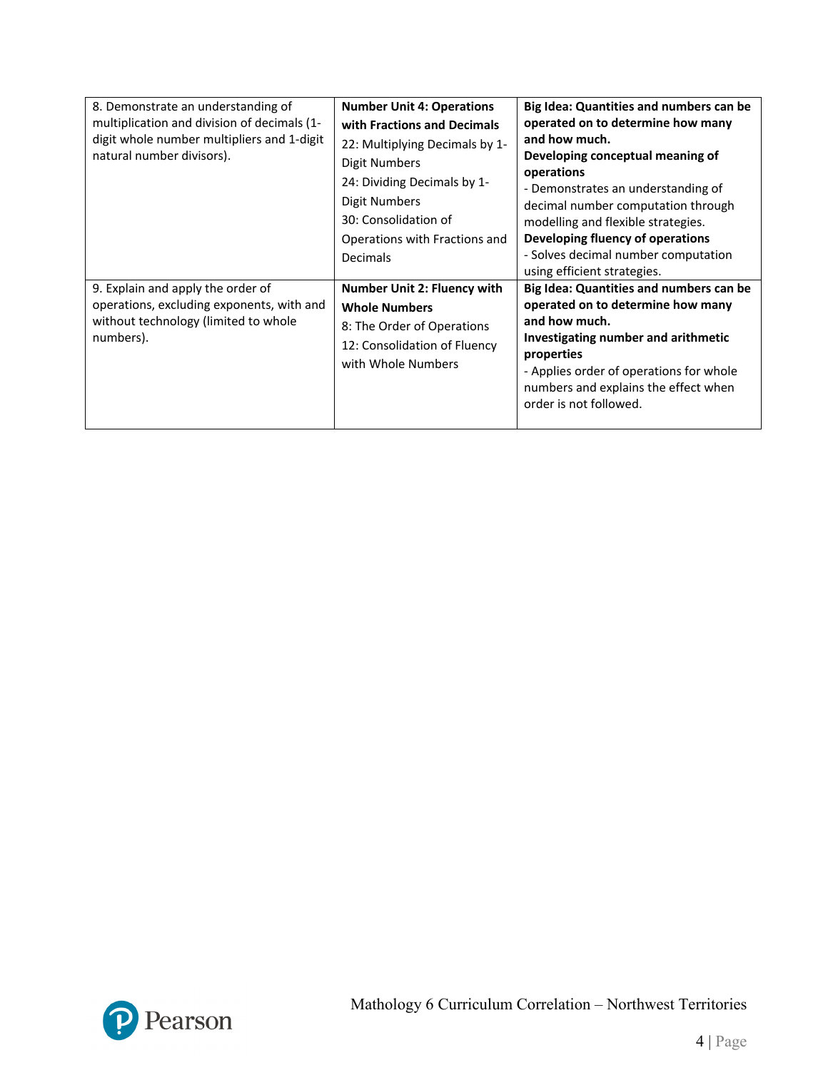| | | |
|---|---|---|
| 8. Demonstrate an understanding of multiplication and division of decimals (1-digit whole number multipliers and 1-digit natural number divisors). | **Number Unit 4: Operations with Fractions and Decimals**<br>22: Multiplying Decimals by 1-Digit Numbers<br>24: Dividing Decimals by 1-Digit Numbers<br>30: Consolidation of Operations with Fractions and Decimals | **Big Idea: Quantities and numbers can be operated on to determine how many and how much.**<br>**Developing conceptual meaning of operations**<br>- Demonstrates an understanding of decimal number computation through modelling and flexible strategies.<br>**Developing fluency of operations**<br>- Solves decimal number computation using efficient strategies. |
| 9. Explain and apply the order of operations, excluding exponents, with and without technology (limited to whole numbers). | **Number Unit 2: Fluency with Whole Numbers**<br>8: The Order of Operations<br>12: Consolidation of Fluency with Whole Numbers | **Big Idea: Quantities and numbers can be operated on to determine how many and how much.**<br>**Investigating number and arithmetic properties**<br>- Applies order of operations for whole numbers and explains the effect when order is not followed. |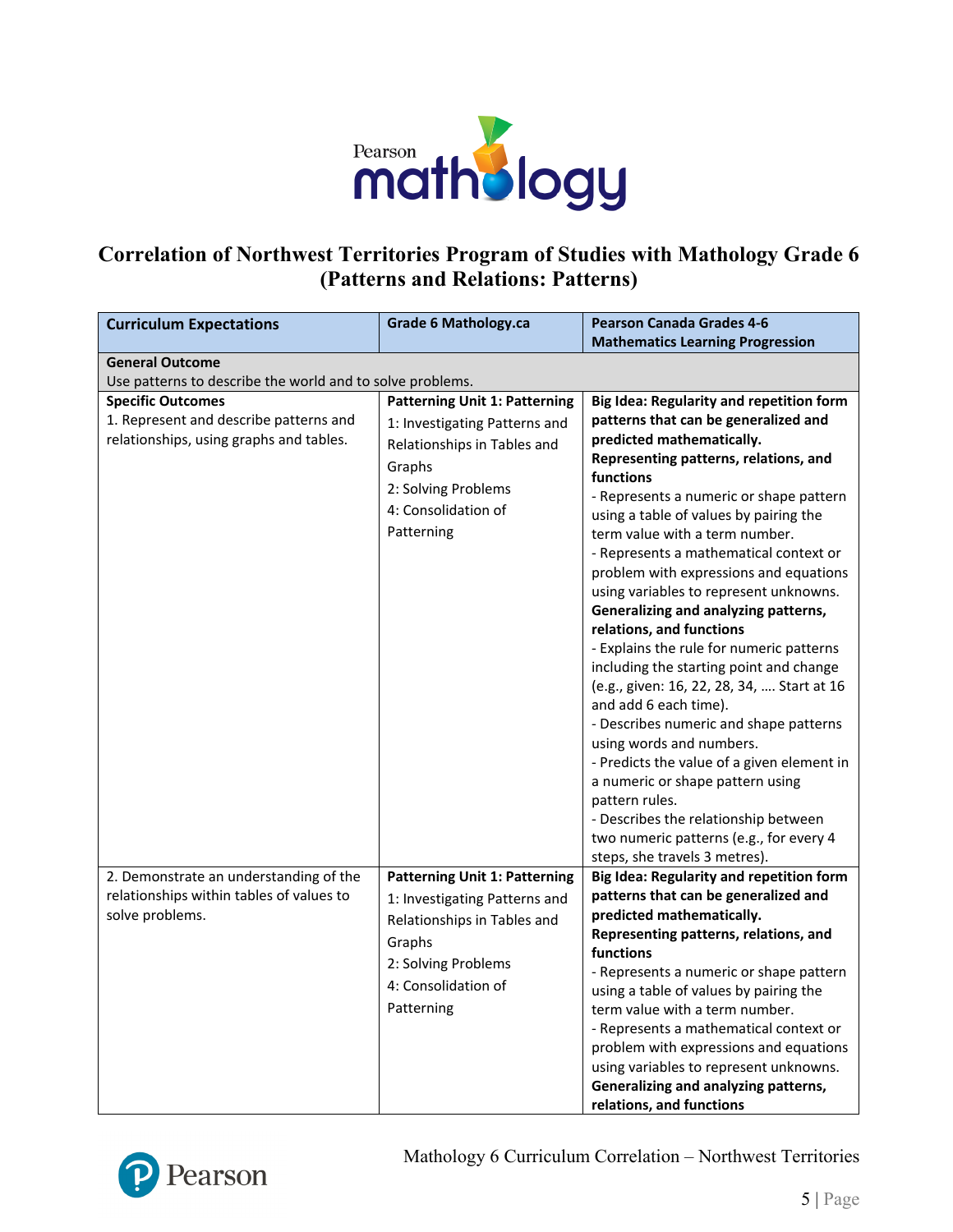# Correlation of Northwest Territories Program of Studies with Mathology Grade 6 (Patterns and Relations: Patterns)

| Curriculum Expectations | Grade 6 Mathology.ca | Pearson Canada Grades 4-6 Mathematics Learning Progression |
|---|---|---|
| **General Outcome**<br>Use patterns to describe the world and to solve problems. | | |
| **Specific Outcomes**<br>1. Represent and describe patterns and relationships, using graphs and tables. | **Patterning Unit 1: Patterning**<br>1: Investigating Patterns and Relationships in Tables and Graphs<br>2: Solving Problems<br>4: Consolidation of Patterning | **Big Idea: Regularity and repetition form patterns that can be generalized and predicted mathematically.**<br>**Representing patterns, relations, and functions**<br>- Represents a numeric or shape pattern using a table of values by pairing the term value with a term number.<br>- Represents a mathematical context or problem with expressions and equations using variables to represent unknowns.<br>**Generalizing and analyzing patterns, relations, and functions**<br>- Explains the rule for numeric patterns including the starting point and change (e.g., given: 16, 22, 28, 34, …. Start at 16 and add 6 each time).<br>- Describes numeric and shape patterns using words and numbers.<br>- Predicts the value of a given element in a numeric or shape pattern using pattern rules.<br>- Describes the relationship between two numeric patterns (e.g., for every 4 steps, she travels 3 metres). |
| 2. Demonstrate an understanding of the relationships within tables of values to solve problems. | **Patterning Unit 1: Patterning**<br>1: Investigating Patterns and Relationships in Tables and Graphs<br>2: Solving Problems<br>4: Consolidation of Patterning | **Big Idea: Regularity and repetition form patterns that can be generalized and predicted mathematically.**<br>**Representing patterns, relations, and functions**<br>- Represents a numeric or shape pattern using a table of values by pairing the term value with a term number.<br>- Represents a mathematical context or problem with expressions and equations using variables to represent unknowns.<br>**Generalizing and analyzing patterns, relations, and functions** |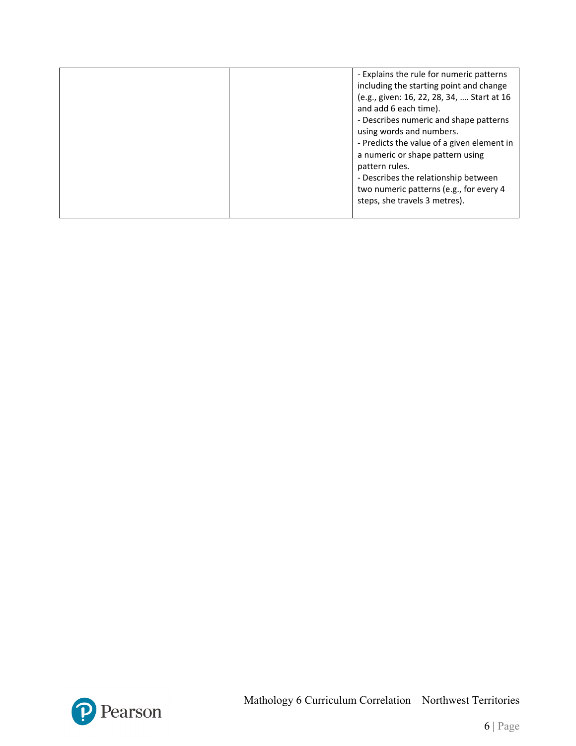| | | |
|---|---|---|
| | | - Explains the rule for numeric patterns including the starting point and change (e.g., given: 16, 22, 28, 34, …. Start at 16 and add 6 each time).<br>- Describes numeric and shape patterns using words and numbers.<br>- Predicts the value of a given element in a numeric or shape pattern using pattern rules.<br>- Describes the relationship between two numeric patterns (e.g., for every 4 steps, she travels 3 metres). |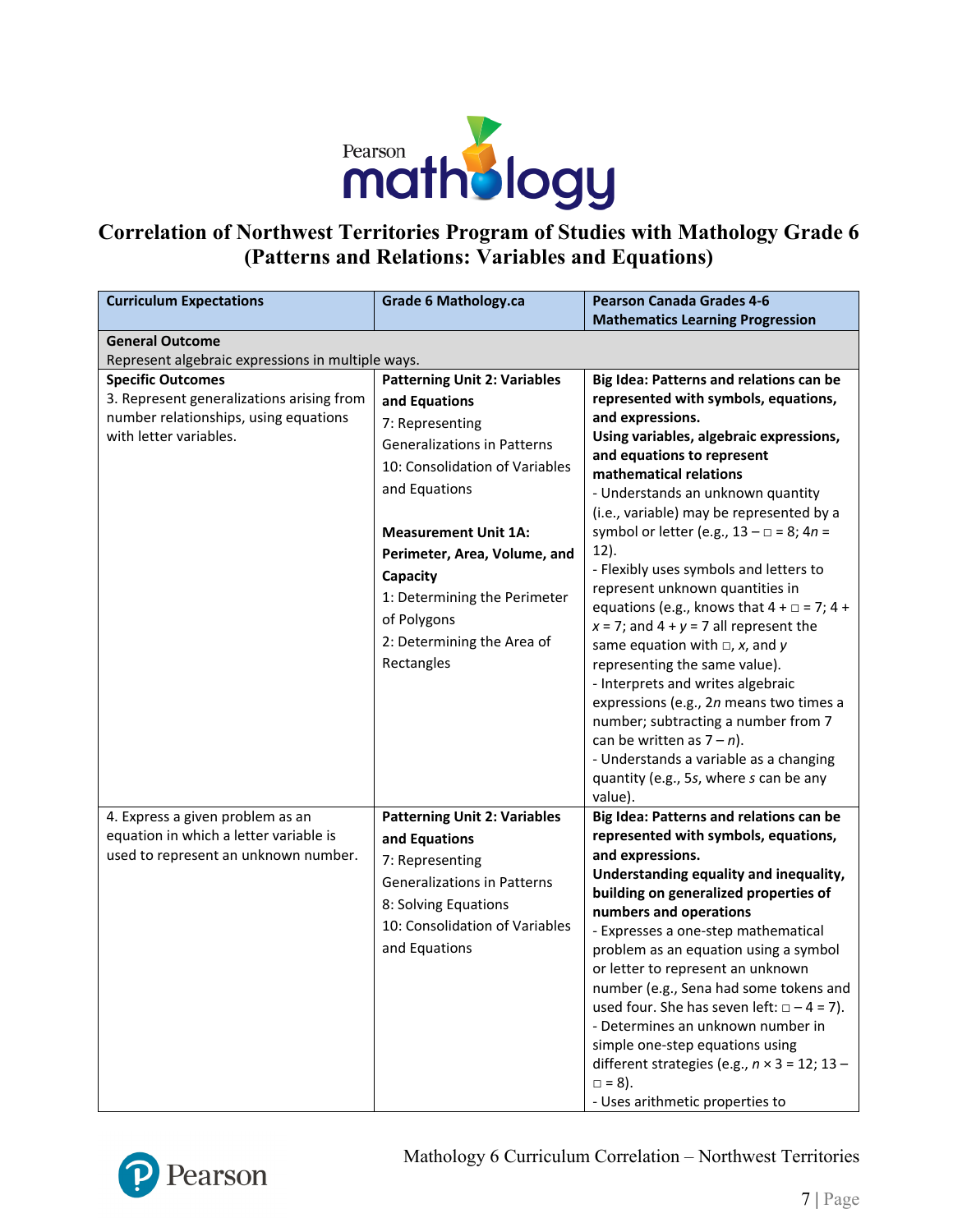# Correlation of Northwest Territories Program of Studies with Mathology Grade 6 (Patterns and Relations: Variables and Equations)

| Curriculum Expectations | Grade 6 Mathology.ca | Pearson Canada Grades 4-6 Mathematics Learning Progression |
|---|---|---|
| **General Outcome**<br>Represent algebraic expressions in multiple ways. | | |
| **Specific Outcomes**<br>3. Represent generalizations arising from number relationships, using equations with letter variables. | **Patterning Unit 2: Variables and Equations**<br>7: Representing Generalizations in Patterns<br>10: Consolidation of Variables and Equations<br><br>**Measurement Unit 1A: Perimeter, Area, Volume, and Capacity**<br>1: Determining the Perimeter of Polygons<br>2: Determining the Area of Rectangles | **Big Idea: Patterns and relations can be represented with symbols, equations, and expressions.**<br>**Using variables, algebraic expressions, and equations to represent mathematical relations**<br>- Understands an unknown quantity (i.e., variable) may be represented by a symbol or letter (e.g., $13 - \square = 8$; $4n = 12$).<br>- Flexibly uses symbols and letters to represent unknown quantities in equations (e.g., knows that $4 + \square = 7$; $4 + x = 7$; and $4 + y = 7$ all represent the same equation with $\square$, $x$, and $y$ representing the same value).<br>- Interprets and writes algebraic expressions (e.g., $2n$ means two times a number; subtracting a number from 7 can be written as $7 - n$).<br>- Understands a variable as a changing quantity (e.g., $5s$, where $s$ can be any value). |
| 4. Express a given problem as an equation in which a letter variable is used to represent an unknown number. | **Patterning Unit 2: Variables and Equations**<br>7: Representing Generalizations in Patterns<br>8: Solving Equations<br>10: Consolidation of Variables and Equations | **Big Idea: Patterns and relations can be represented with symbols, equations, and expressions.**<br>**Understanding equality and inequality, building on generalized properties of numbers and operations**<br>- Expresses a one-step mathematical problem as an equation using a symbol or letter to represent an unknown number (e.g., Sena had some tokens and used four. She has seven left: $\square - 4 = 7$).<br>- Determines an unknown number in simple one-step equations using different strategies (e.g., $n \times 3 = 12$; $13 - \square = 8$).<br>- Uses arithmetic properties to |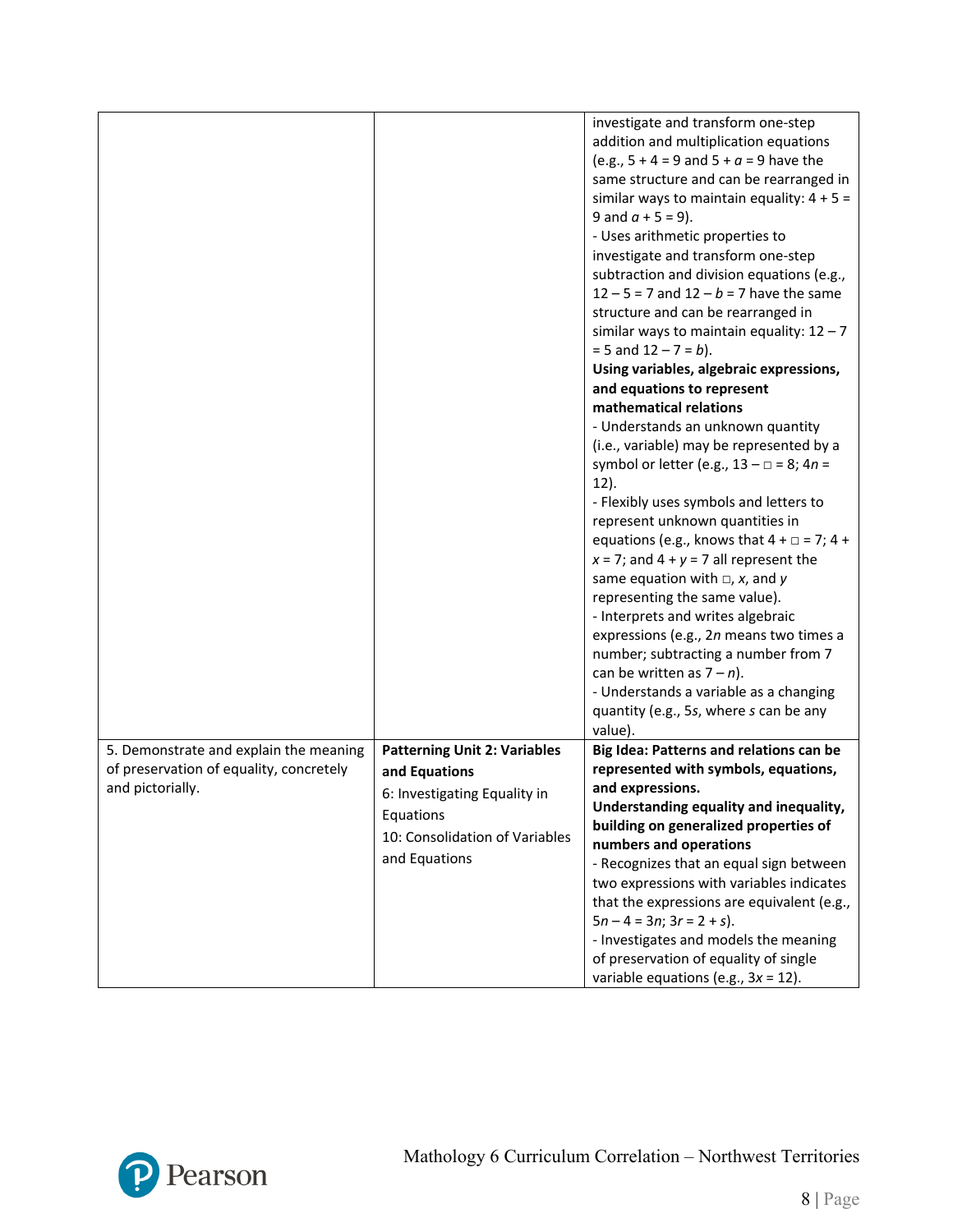| | | |
|---|---|---|
| | | investigate and transform one-step addition and multiplication equations (e.g., $5 + 4 = 9$ and $5 + a = 9$ have the same structure and can be rearranged in similar ways to maintain equality: $4 + 5 = 9$ and $a + 5 = 9$).<br>- Uses arithmetic properties to investigate and transform one-step subtraction and division equations (e.g., $12 - 5 = 7$ and $12 - b = 7$ have the same structure and can be rearranged in similar ways to maintain equality: $12 - 7 = 5$ and $12 - 7 = b$).<br>**Using variables, algebraic expressions, and equations to represent mathematical relations**<br>- Understands an unknown quantity (i.e., variable) may be represented by a symbol or letter (e.g., $13 - \square = 8$; $4n = 12$).<br>- Flexibly uses symbols and letters to represent unknown quantities in equations (e.g., knows that $4 + \square = 7$; $4 + x = 7$; and $4 + y = 7$ all represent the same equation with $\square$, $x$, and $y$ representing the same value).<br>- Interprets and writes algebraic expressions (e.g., $2n$ means two times a number; subtracting a number from 7 can be written as $7 - n$).<br>- Understands a variable as a changing quantity (e.g., $5s$, where $s$ can be any value). |
| 5. Demonstrate and explain the meaning of preservation of equality, concretely and pictorially. | **Patterning Unit 2: Variables and Equations**<br>6: Investigating Equality in Equations<br>10: Consolidation of Variables and Equations | **Big Idea: Patterns and relations can be represented with symbols, equations, and expressions.**<br>**Understanding equality and inequality, building on generalized properties of numbers and operations**<br>- Recognizes that an equal sign between two expressions with variables indicates that the expressions are equivalent (e.g., $5n - 4 = 3n$; $3r = 2 + s$).<br>- Investigates and models the meaning of preservation of equality of single variable equations (e.g., $3x = 12$). |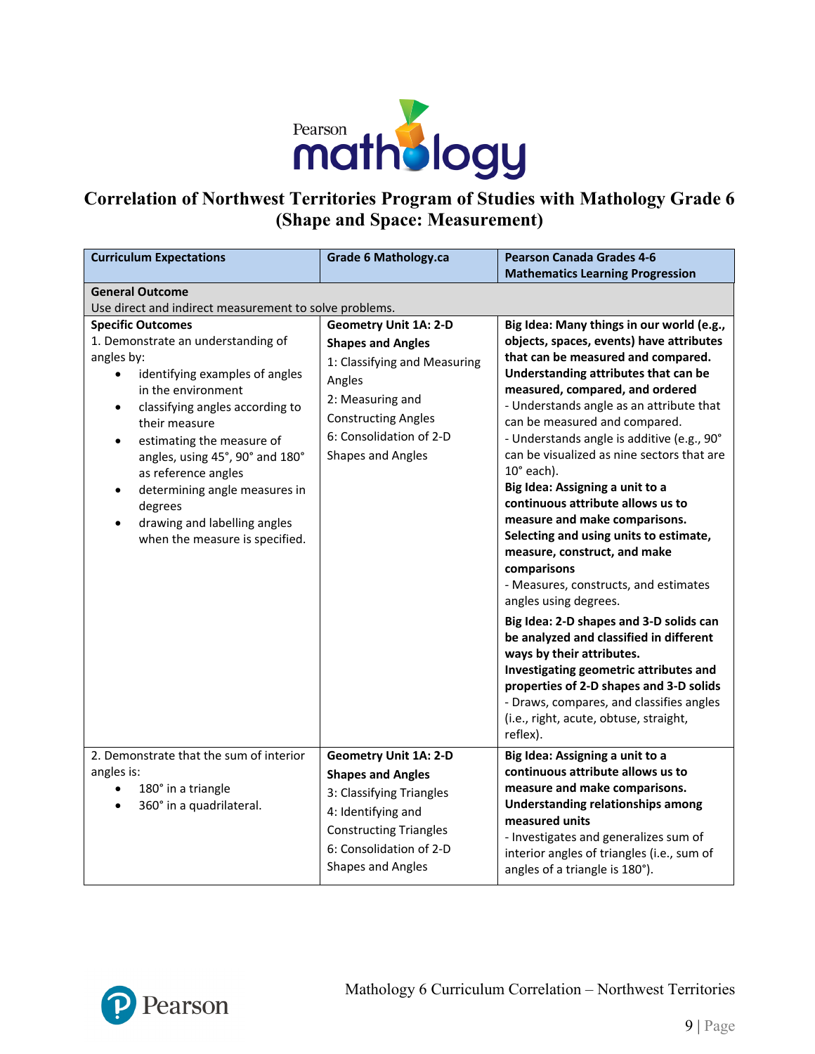# Correlation of Northwest Territories Program of Studies with Mathology Grade 6 (Shape and Space: Measurement)

| Curriculum Expectations | Grade 6 Mathology.ca | Pearson Canada Grades 4-6 Mathematics Learning Progression |
|---|---|---|
| **General Outcome**<br>Use direct and indirect measurement to solve problems. | | |
| **Specific Outcomes**<br>1. Demonstrate an understanding of angles by:<br>• identifying examples of angles in the environment<br>• classifying angles according to their measure<br>• estimating the measure of angles, using 45°, 90° and 180° as reference angles<br>• determining angle measures in degrees<br>• drawing and labelling angles when the measure is specified. | **Geometry Unit 1A: 2-D Shapes and Angles**<br>1: Classifying and Measuring Angles<br>2: Measuring and Constructing Angles<br>6: Consolidation of 2-D Shapes and Angles | **Big Idea: Many things in our world (e.g., objects, spaces, events) have attributes that can be measured and compared. Understanding attributes that can be measured, compared, and ordered**<br>- Understands angle as an attribute that can be measured and compared.<br>- Understands angle is additive (e.g., 90° can be visualized as nine sectors that are 10° each).<br>**Big Idea: Assigning a unit to a continuous attribute allows us to measure and make comparisons. Selecting and using units to estimate, measure, construct, and make comparisons**<br>- Measures, constructs, and estimates angles using degrees.<br>**Big Idea: 2-D shapes and 3-D solids can be analyzed and classified in different ways by their attributes. Investigating geometric attributes and properties of 2-D shapes and 3-D solids**<br>- Draws, compares, and classifies angles (i.e., right, acute, obtuse, straight, reflex). |
| 2. Demonstrate that the sum of interior angles is:<br>• 180° in a triangle<br>• 360° in a quadrilateral. | **Geometry Unit 1A: 2-D Shapes and Angles**<br>3: Classifying Triangles<br>4: Identifying and Constructing Triangles<br>6: Consolidation of 2-D Shapes and Angles | **Big Idea: Assigning a unit to a continuous attribute allows us to measure and make comparisons. Understanding relationships among measured units**<br>- Investigates and generalizes sum of interior angles of triangles (i.e., sum of angles of a triangle is 180°). |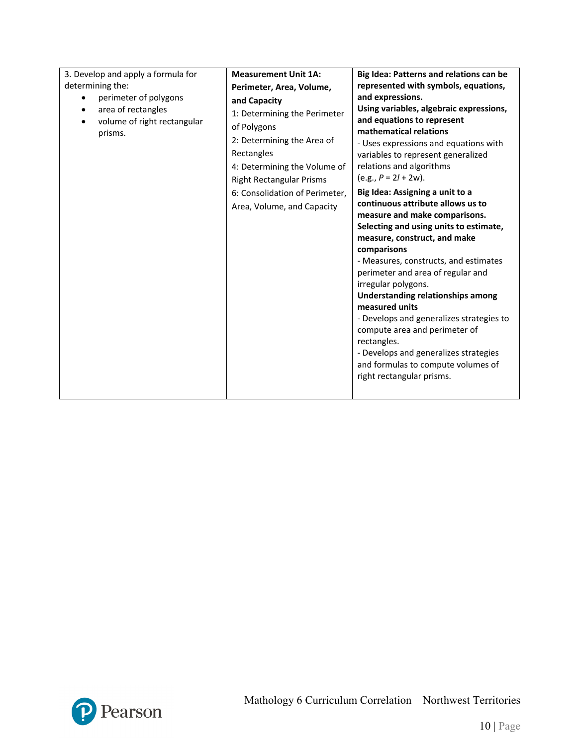| | | |
|---|---|---|
| 3. Develop and apply a formula for determining the:<br>• perimeter of polygons<br>• area of rectangles<br>• volume of right rectangular prisms. | **Measurement Unit 1A: Perimeter, Area, Volume, and Capacity**<br>1: Determining the Perimeter of Polygons<br>2: Determining the Area of Rectangles<br>4: Determining the Volume of Right Rectangular Prisms<br>6: Consolidation of Perimeter, Area, Volume, and Capacity | **Big Idea: Patterns and relations can be represented with symbols, equations, and expressions.**<br>**Using variables, algebraic expressions, and equations to represent mathematical relations**<br>- Uses expressions and equations with variables to represent generalized relations and algorithms (e.g., $P = 2l + 2w$).<br>**Big Idea: Assigning a unit to a continuous attribute allows us to measure and make comparisons.**<br>**Selecting and using units to estimate, measure, construct, and make comparisons**<br>- Measures, constructs, and estimates perimeter and area of regular and irregular polygons.<br>**Understanding relationships among measured units**<br>- Develops and generalizes strategies to compute area and perimeter of rectangles.<br>- Develops and generalizes strategies and formulas to compute volumes of right rectangular prisms. |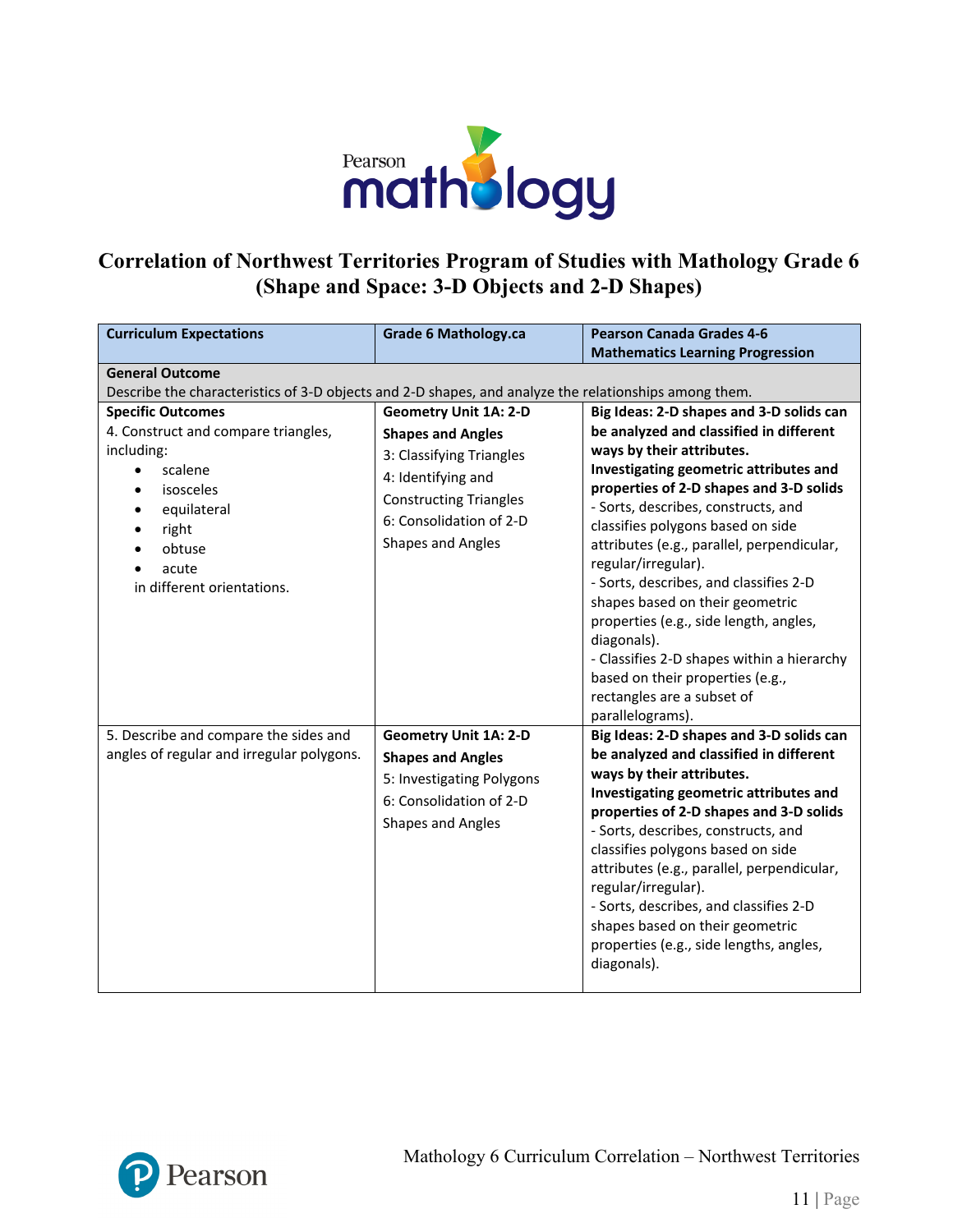# Correlation of Northwest Territories Program of Studies with Mathology Grade 6 (Shape and Space: 3-D Objects and 2-D Shapes)

| Curriculum Expectations | Grade 6 Mathology.ca | Pearson Canada Grades 4-6 Mathematics Learning Progression |
|---|---|---|
| **General Outcome**<br>Describe the characteristics of 3-D objects and 2-D shapes, and analyze the relationships among them. | | |
| **Specific Outcomes**<br>4. Construct and compare triangles, including:<br>• scalene<br>• isosceles<br>• equilateral<br>• right<br>• obtuse<br>• acute<br>in different orientations. | **Geometry Unit 1A: 2-D Shapes and Angles**<br>3: Classifying Triangles<br>4: Identifying and Constructing Triangles<br>6: Consolidation of 2-D Shapes and Angles | **Big Ideas: 2-D shapes and 3-D solids can be analyzed and classified in different ways by their attributes.**<br>**Investigating geometric attributes and properties of 2-D shapes and 3-D solids**<br>- Sorts, describes, constructs, and classifies polygons based on side attributes (e.g., parallel, perpendicular, regular/irregular).<br>- Sorts, describes, and classifies 2-D shapes based on their geometric properties (e.g., side length, angles, diagonals).<br>- Classifies 2-D shapes within a hierarchy based on their properties (e.g., rectangles are a subset of parallelograms). |
| 5. Describe and compare the sides and angles of regular and irregular polygons. | **Geometry Unit 1A: 2-D Shapes and Angles**<br>5: Investigating Polygons<br>6: Consolidation of 2-D Shapes and Angles | **Big Ideas: 2-D shapes and 3-D solids can be analyzed and classified in different ways by their attributes.**<br>**Investigating geometric attributes and properties of 2-D shapes and 3-D solids**<br>- Sorts, describes, constructs, and classifies polygons based on side attributes (e.g., parallel, perpendicular, regular/irregular).<br>- Sorts, describes, and classifies 2-D shapes based on their geometric properties (e.g., side lengths, angles, diagonals). |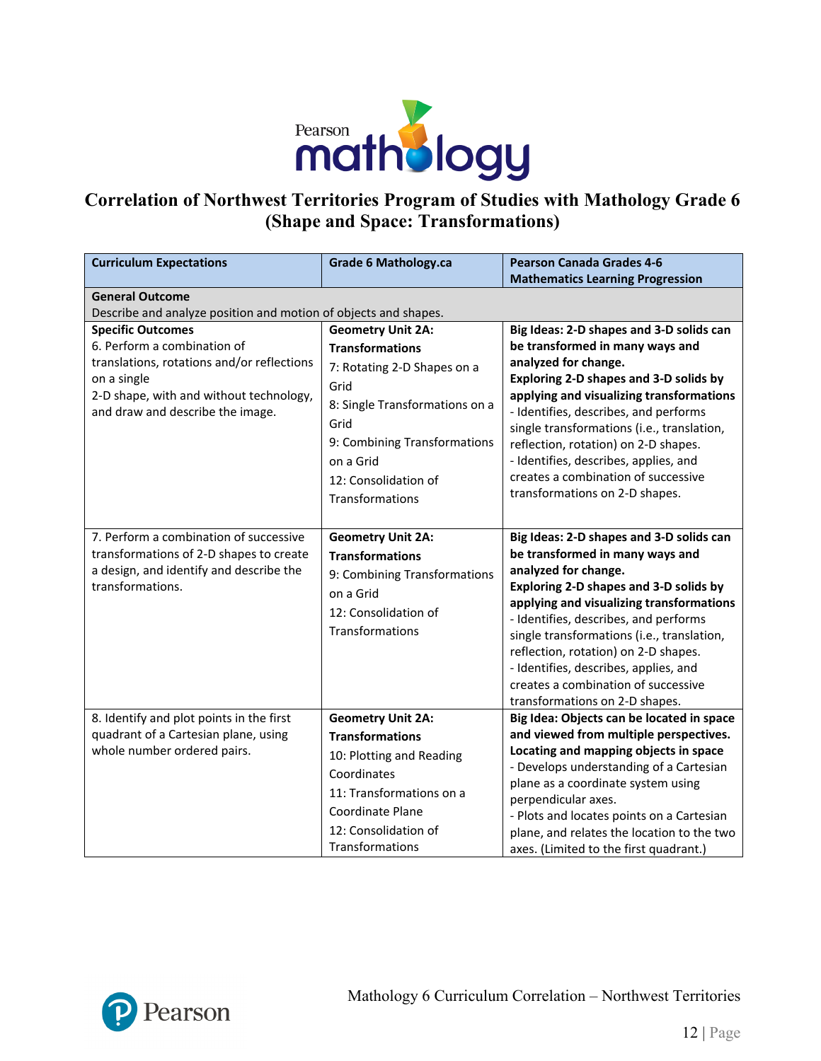# Correlation of Northwest Territories Program of Studies with Mathology Grade 6 (Shape and Space: Transformations)

| Curriculum Expectations | Grade 6 Mathology.ca | Pearson Canada Grades 4-6 Mathematics Learning Progression |
|---|---|---|
| **General Outcome**<br>Describe and analyze position and motion of objects and shapes. | | |
| **Specific Outcomes**<br>6. Perform a combination of translations, rotations and/or reflections on a single 2-D shape, with and without technology, and draw and describe the image. | **Geometry Unit 2A: Transformations**<br>7: Rotating 2-D Shapes on a Grid<br>8: Single Transformations on a Grid<br>9: Combining Transformations on a Grid<br>12: Consolidation of Transformations | **Big Ideas: 2-D shapes and 3-D solids can be transformed in many ways and analyzed for change.**<br>**Exploring 2-D shapes and 3-D solids by applying and visualizing transformations**<br>- Identifies, describes, and performs single transformations (i.e., translation, reflection, rotation) on 2-D shapes.<br>- Identifies, describes, applies, and creates a combination of successive transformations on 2-D shapes. |
| 7. Perform a combination of successive transformations of 2-D shapes to create a design, and identify and describe the transformations. | **Geometry Unit 2A: Transformations**<br>9: Combining Transformations on a Grid<br>12: Consolidation of Transformations | **Big Ideas: 2-D shapes and 3-D solids can be transformed in many ways and analyzed for change.**<br>**Exploring 2-D shapes and 3-D solids by applying and visualizing transformations**<br>- Identifies, describes, and performs single transformations (i.e., translation, reflection, rotation) on 2-D shapes.<br>- Identifies, describes, applies, and creates a combination of successive transformations on 2-D shapes. |
| 8. Identify and plot points in the first quadrant of a Cartesian plane, using whole number ordered pairs. | **Geometry Unit 2A: Transformations**<br>10: Plotting and Reading Coordinates<br>11: Transformations on a Coordinate Plane<br>12: Consolidation of Transformations | **Big Idea: Objects can be located in space and viewed from multiple perspectives.**<br>**Locating and mapping objects in space**<br>- Develops understanding of a Cartesian plane as a coordinate system using perpendicular axes.<br>- Plots and locates points on a Cartesian plane, and relates the location to the two axes. (Limited to the first quadrant.) |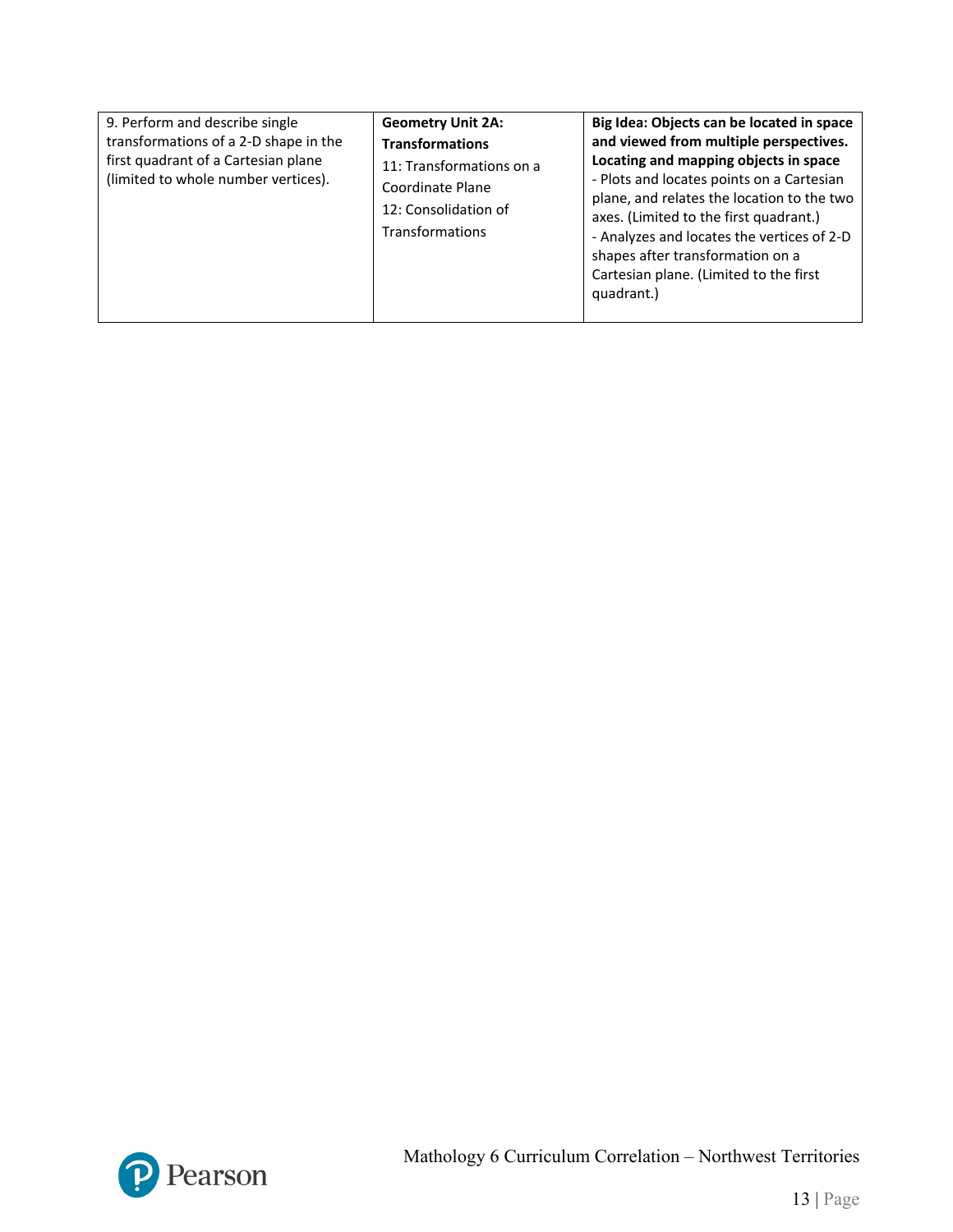| | | |
|---|---|---|
| 9. Perform and describe single transformations of a 2-D shape in the first quadrant of a Cartesian plane (limited to whole number vertices). | **Geometry Unit 2A: Transformations**<br>11: Transformations on a Coordinate Plane<br>12: Consolidation of Transformations | **Big Idea: Objects can be located in space and viewed from multiple perspectives.**<br>**Locating and mapping objects in space**<br>- Plots and locates points on a Cartesian plane, and relates the location to the two axes. (Limited to the first quadrant.)<br>- Analyzes and locates the vertices of 2-D shapes after transformation on a Cartesian plane. (Limited to the first quadrant.) |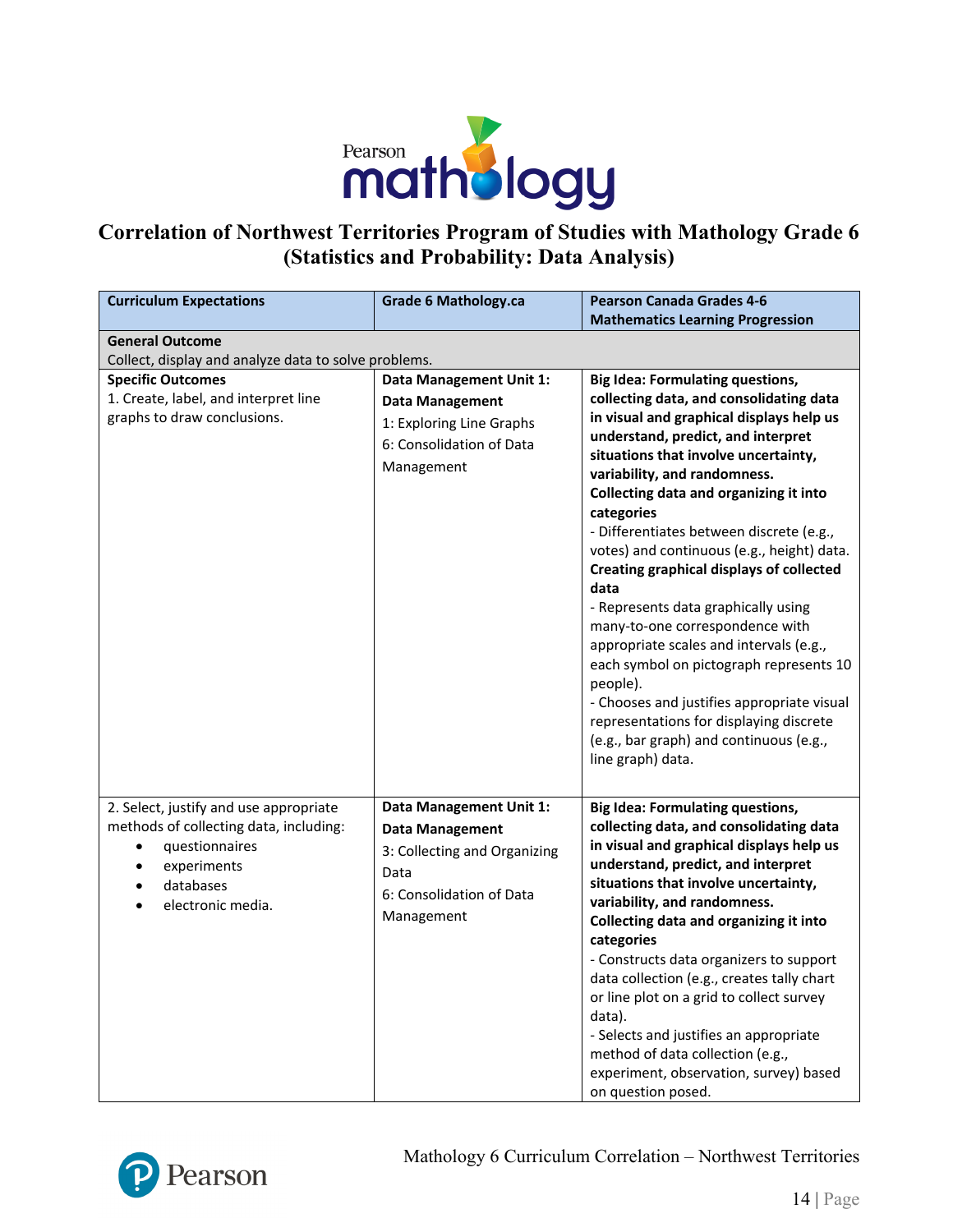# Correlation of Northwest Territories Program of Studies with Mathology Grade 6 (Statistics and Probability: Data Analysis)

| Curriculum Expectations | Grade 6 Mathology.ca | Pearson Canada Grades 4-6 Mathematics Learning Progression |
|---|---|---|
| **General Outcome**<br>Collect, display and analyze data to solve problems. | | |
| **Specific Outcomes**<br>1. Create, label, and interpret line graphs to draw conclusions. | **Data Management Unit 1: Data Management**<br>1: Exploring Line Graphs<br>6: Consolidation of Data Management | **Big Idea: Formulating questions, collecting data, and consolidating data in visual and graphical displays help us understand, predict, and interpret situations that involve uncertainty, variability, and randomness.**<br>**Collecting data and organizing it into categories**<br>- Differentiates between discrete (e.g., votes) and continuous (e.g., height) data.<br>**Creating graphical displays of collected data**<br>- Represents data graphically using many-to-one correspondence with appropriate scales and intervals (e.g., each symbol on pictograph represents 10 people).<br>- Chooses and justifies appropriate visual representations for displaying discrete (e.g., bar graph) and continuous (e.g., line graph) data. |
| 2. Select, justify and use appropriate methods of collecting data, including:<br>• questionnaires<br>• experiments<br>• databases<br>• electronic media. | **Data Management Unit 1: Data Management**<br>3: Collecting and Organizing Data<br>6: Consolidation of Data Management | **Big Idea: Formulating questions, collecting data, and consolidating data in visual and graphical displays help us understand, predict, and interpret situations that involve uncertainty, variability, and randomness.**<br>**Collecting data and organizing it into categories**<br>- Constructs data organizers to support data collection (e.g., creates tally chart or line plot on a grid to collect survey data).<br>- Selects and justifies an appropriate method of data collection (e.g., experiment, observation, survey) based on question posed. |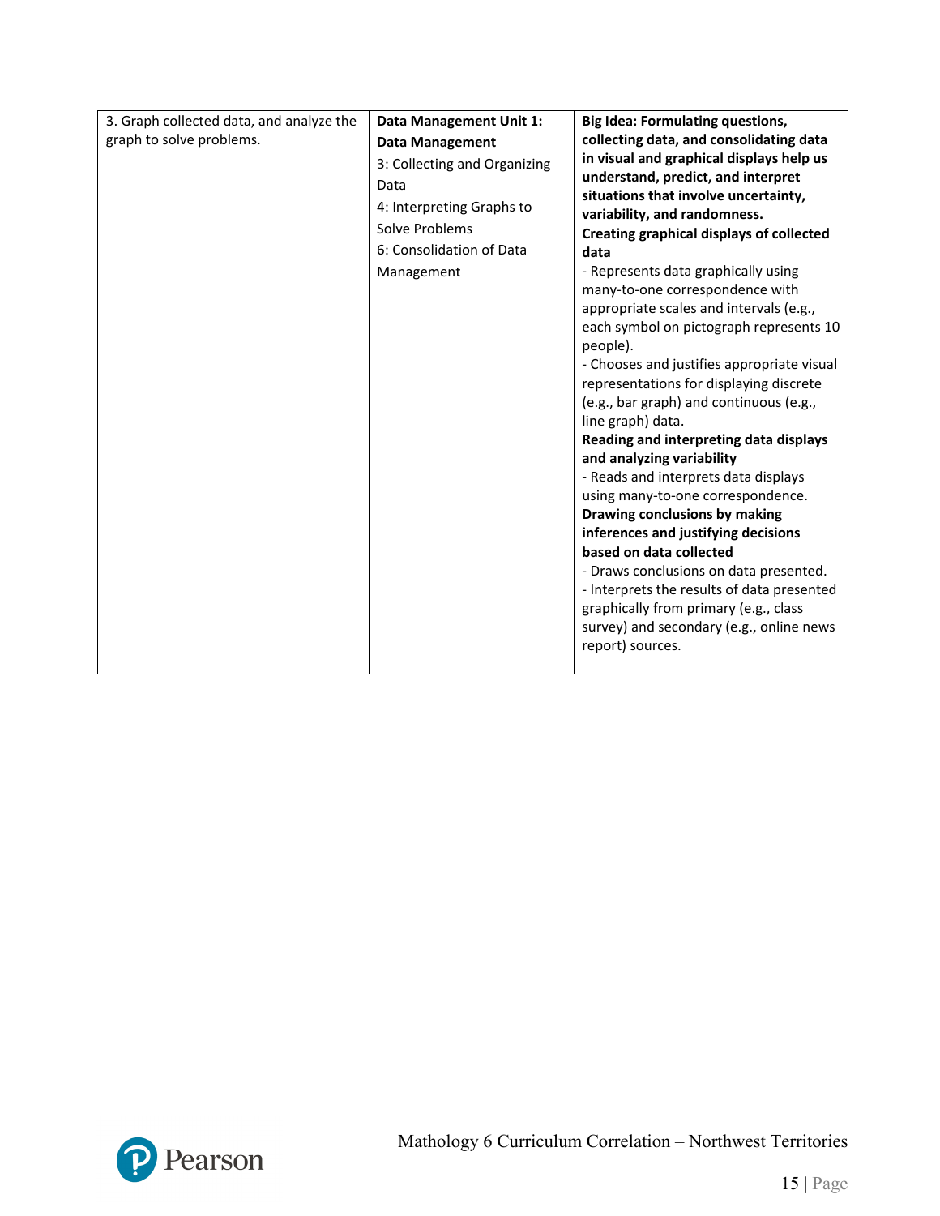| | | |
|---|---|---|
| 3. Graph collected data, and analyze the graph to solve problems. | **Data Management Unit 1: Data Management**<br>3: Collecting and Organizing Data<br>4: Interpreting Graphs to Solve Problems<br>6: Consolidation of Data Management | **Big Idea: Formulating questions, collecting data, and consolidating data in visual and graphical displays help us understand, predict, and interpret situations that involve uncertainty, variability, and randomness.**<br>**Creating graphical displays of collected data**<br>- Represents data graphically using many-to-one correspondence with appropriate scales and intervals (e.g., each symbol on pictograph represents 10 people).<br>- Chooses and justifies appropriate visual representations for displaying discrete (e.g., bar graph) and continuous (e.g., line graph) data.<br>**Reading and interpreting data displays and analyzing variability**<br>- Reads and interprets data displays using many-to-one correspondence.<br>**Drawing conclusions by making inferences and justifying decisions based on data collected**<br>- Draws conclusions on data presented.<br>- Interprets the results of data presented graphically from primary (e.g., class survey) and secondary (e.g., online news report) sources. |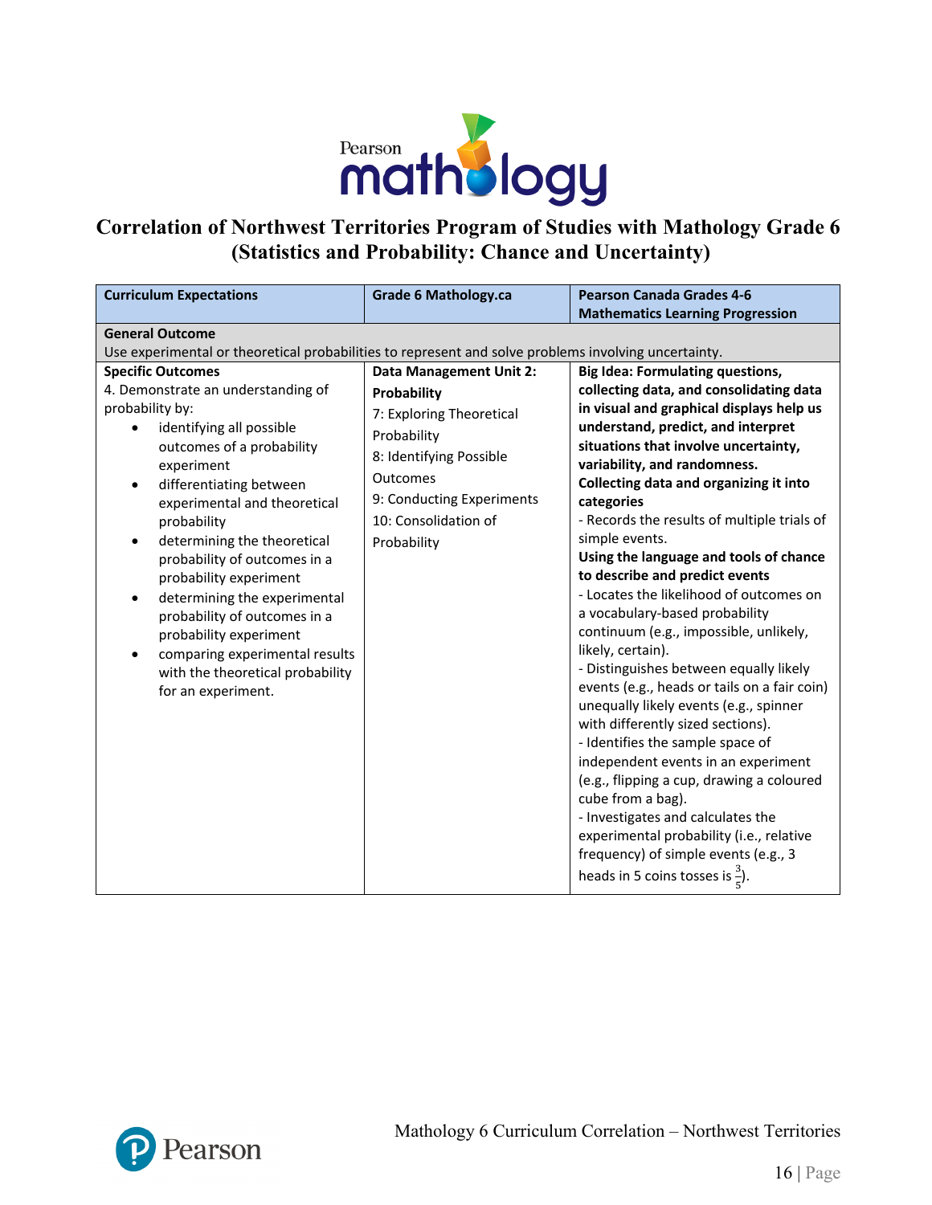# Correlation of Northwest Territories Program of Studies with Mathology Grade 6 (Statistics and Probability: Chance and Uncertainty)

| Curriculum Expectations | Grade 6 Mathology.ca | Pearson Canada Grades 4-6 Mathematics Learning Progression |
|---|---|---|
| **General Outcome**<br>Use experimental or theoretical probabilities to represent and solve problems involving uncertainty. | | |
| **Specific Outcomes**<br>4. Demonstrate an understanding of probability by:<br>• identifying all possible outcomes of a probability experiment<br>• differentiating between experimental and theoretical probability<br>• determining the theoretical probability of outcomes in a probability experiment<br>• determining the experimental probability of outcomes in a probability experiment<br>• comparing experimental results with the theoretical probability for an experiment. | **Data Management Unit 2: Probability**<br>7: Exploring Theoretical Probability<br>8: Identifying Possible Outcomes<br>9: Conducting Experiments<br>10: Consolidation of Probability | **Big Idea: Formulating questions, collecting data, and consolidating data in visual and graphical displays help us understand, predict, and interpret situations that involve uncertainty, variability, and randomness.**<br>**Collecting data and organizing it into categories**<br>- Records the results of multiple trials of simple events.<br>**Using the language and tools of chance to describe and predict events**<br>- Locates the likelihood of outcomes on a vocabulary-based probability continuum (e.g., impossible, unlikely, likely, certain).<br>- Distinguishes between equally likely events (e.g., heads or tails on a fair coin) unequally likely events (e.g., spinner with differently sized sections).<br>- Identifies the sample space of independent events in an experiment (e.g., flipping a cup, drawing a coloured cube from a bag).<br>- Investigates and calculates the experimental probability (i.e., relative frequency) of simple events (e.g., 3 heads in 5 coins tosses is $\frac{3}{5}$). |

Mathology 6 Curriculum Correlation – Northwest Territories